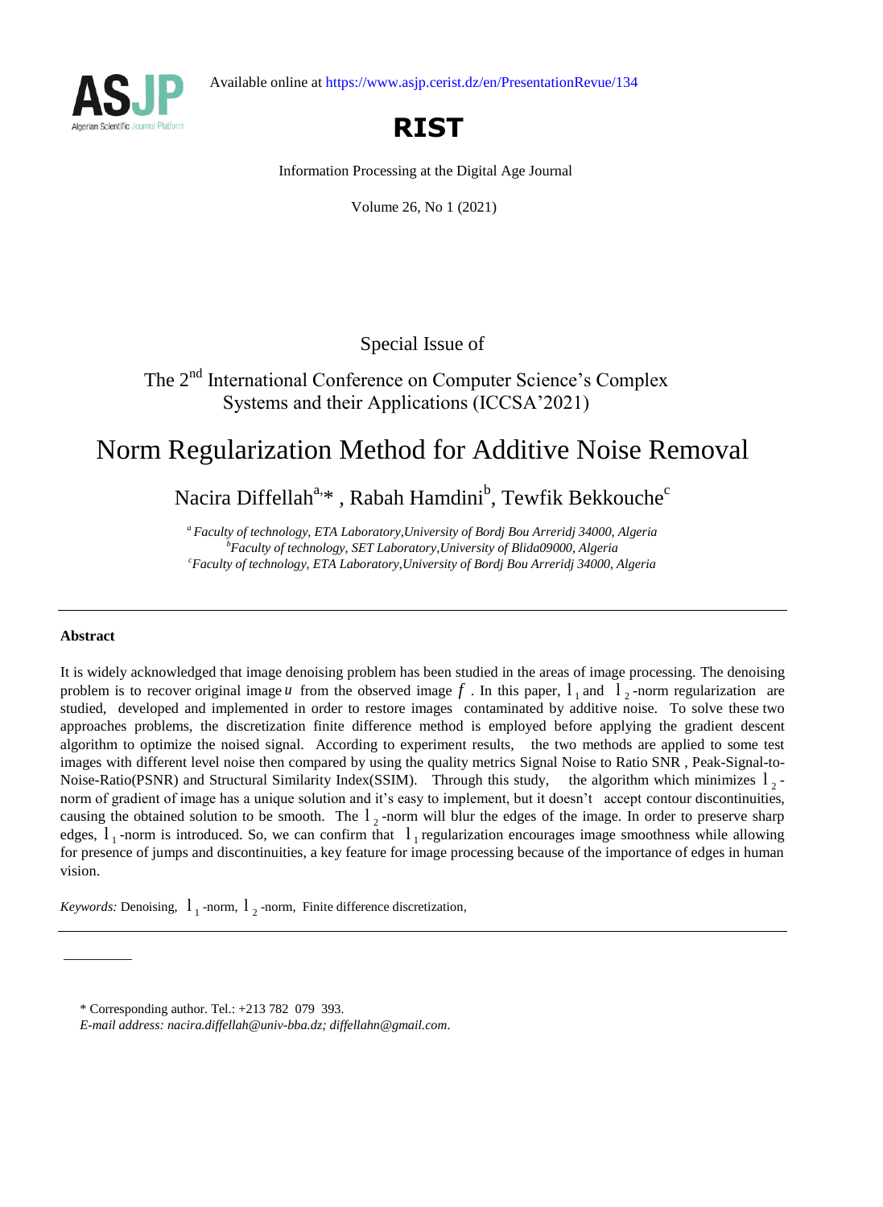Available online at https://www.asjp.cerist.dz/en/PresentationRevue/134

**RIST**

Information Processing at the Digital Age Journal

Volume 26, No 1 (2021)

Special Issue of

The 2nd International Conference on Computer Science's Complex Systems and their Applications (ICCSA'2021)

# Norm Regularization Method for Additive Noise Removal

Nacira Diffellah[a,*] , Rabah Hamdini[b], Tewfik Bekkouche[c]

[a] *Faculty of technology, ETA Laboratory,University of Bordj Bou Arreridj 34000, Algeria*
[b] *Faculty of technology, SET Laboratory,University of Blida09000, Algeria*
[c] *Faculty of technology, ETA Laboratory,University of Bordj Bou Arreridj 34000, Algeria*

---

### Abstract

It is widely acknowledged that image denoising problem has been studied in the areas of image processing. The denoising problem is to recover original image $u$ from the observed image $f$ . In this paper, $l_1$ and $l_2$ -norm regularization are studied, developed and implemented in order to restore images contaminated by additive noise. To solve these two approaches problems, the discretization finite difference method is employed before applying the gradient descent algorithm to optimize the noised signal. According to experiment results, the two methods are applied to some test images with different level noise then compared by using the quality metrics Signal Noise to Ratio SNR , Peak-Signal-to-Noise-Ratio(PSNR) and Structural Similarity Index(SSIM). Through this study, the algorithm which minimizes $l_2$ -norm of gradient of image has a unique solution and it's easy to implement, but it doesn't accept contour discontinuities, causing the obtained solution to be smooth. The $l_2$ -norm will blur the edges of the image. In order to preserve sharp edges, $l_1$ -norm is introduced. So, we can confirm that $l_1$ regularization encourages image smoothness while allowing for presence of jumps and discontinuities, a key feature for image processing because of the importance of edges in human vision.

*Keywords:* Denoising, $l_1$ -norm, $l_2$ -norm, Finite difference discretization,

---

\* Corresponding author. Tel.: +213 782 079 393.
*E-mail address: nacira.diffellah@univ-bba.dz; diffellahn@gmail.com.*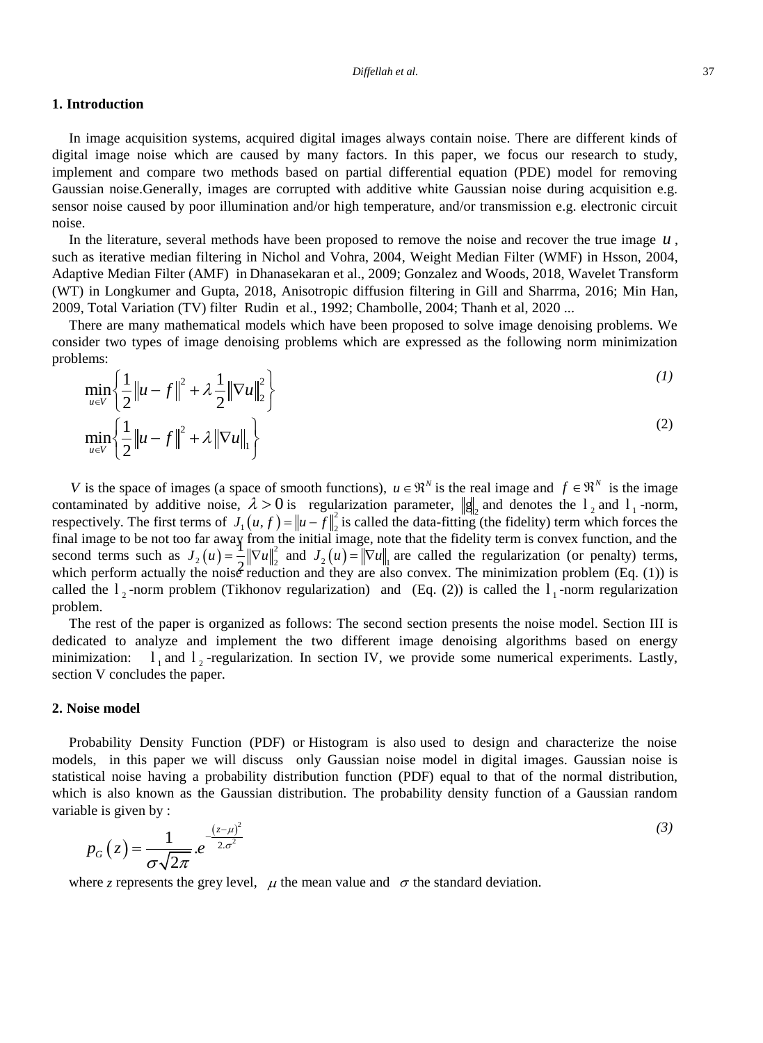## 1. Introduction

In image acquisition systems, acquired digital images always contain noise. There are different kinds of digital image noise which are caused by many factors. In this paper, we focus our research to study, implement and compare two methods based on partial differential equation (PDE) model for removing Gaussian noise.Generally, images are corrupted with additive white Gaussian noise during acquisition e.g. sensor noise caused by poor illumination and/or high temperature, and/or transmission e.g. electronic circuit noise.

In the literature, several methods have been proposed to remove the noise and recover the true image $u$, such as iterative median filtering in Nichol and Vohra, 2004, Weight Median Filter (WMF) in Hsson, 2004, Adaptive Median Filter (AMF) in Dhanasekaran et al., 2009; Gonzalez and Woods, 2018, Wavelet Transform (WT) in Longkumer and Gupta, 2018, Anisotropic diffusion filtering in Gill and Sharrma, 2016; Min Han, 2009, Total Variation (TV) filter Rudin et al., 1992; Chambolle, 2004; Thanh et al, 2020 ...

There are many mathematical models which have been proposed to solve image denoising problems. We consider two types of image denoising problems which are expressed as the following norm minimization problems:

$$\min_{u \in V} \left\{ \frac{1}{2} \|u - f\|^2 + \lambda \frac{1}{2} \|\nabla u\|_2^2 \right\} \tag{1}$$

$$\min_{u \in V} \left\{ \frac{1}{2} \|u - f\|^2 + \lambda \|\nabla u\|_1 \right\} \tag{2}$$

$V$ is the space of images (a space of smooth functions), $u \in \Re^N$ is the real image and $f \in \Re^N$ is the image contaminated by additive noise, $\lambda > 0$ is regularization parameter, $\|g\|_2$ and denotes the $l_2$ and $l_1$-norm, respectively. The first terms of $J_1(u, f) = \|u - f\|_2^2$ is called the data-fitting (the fidelity) term which forces the final image to be not too far away from the initial image, note that the fidelity term is convex function, and the second terms such as $J_2(u) = \frac{1}{2}\|\nabla u\|_2^2$ and $J_2(u) = \|\nabla u\|_1$ are called the regularization (or penalty) terms, which perform actually the noise reduction and they are also convex. The minimization problem (Eq. (1)) is called the $l_2$-norm problem (Tikhonov regularization) and (Eq. (2)) is called the $l_1$-norm regularization problem.

The rest of the paper is organized as follows: The second section presents the noise model. Section III is dedicated to analyze and implement the two different image denoising algorithms based on energy minimization: $l_1$ and $l_2$-regularization. In section IV, we provide some numerical experiments. Lastly, section V concludes the paper.

## 2. Noise model

Probability Density Function (PDF) or Histogram is also used to design and characterize the noise models, in this paper we will discuss only Gaussian noise model in digital images. Gaussian noise is statistical noise having a probability distribution function (PDF) equal to that of the normal distribution, which is also known as the Gaussian distribution. The probability density function of a Gaussian random variable is given by :

$$p_G(z) = \frac{1}{\sigma\sqrt{2\pi}} . e^{-\frac{(z-\mu)^2}{2.\sigma^2}} \tag{3}$$

where $z$ represents the grey level, $\mu$ the mean value and $\sigma$ the standard deviation.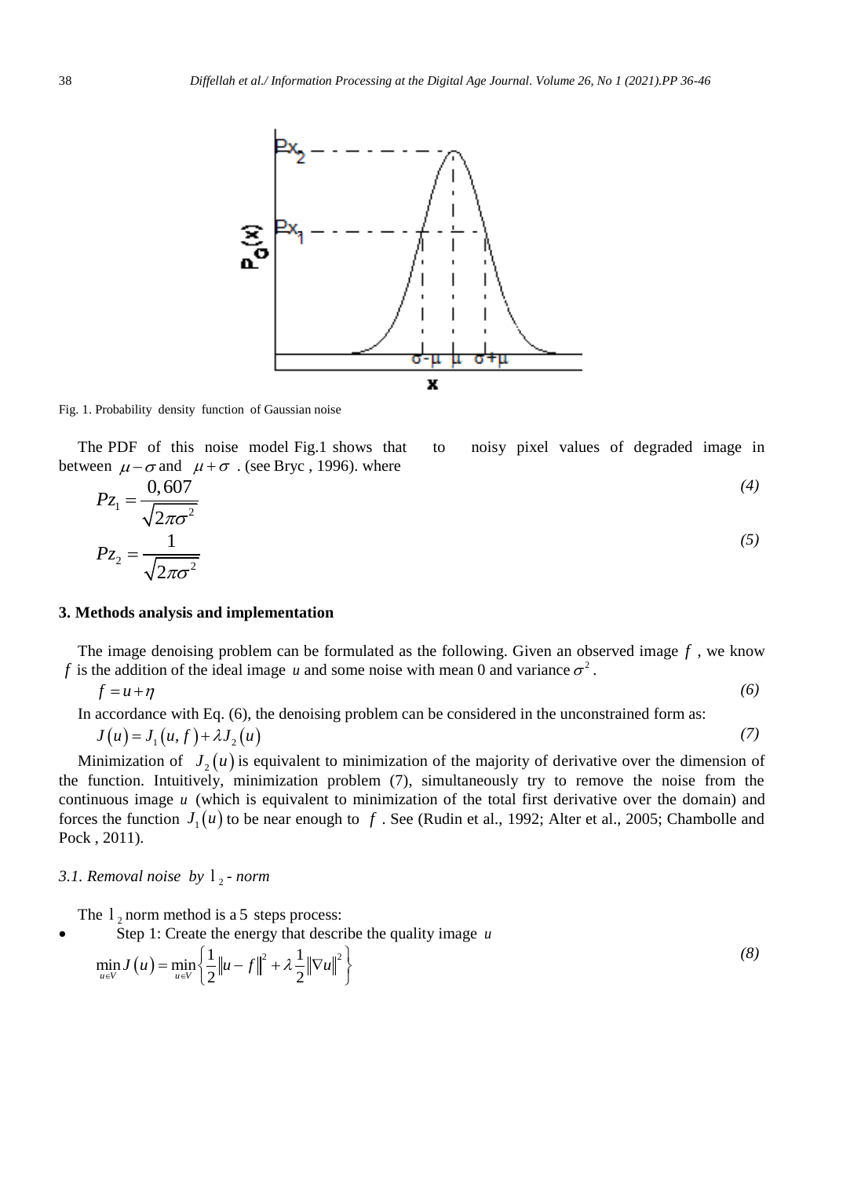Px2

Px1

$P_\sigma(x)$

σ-μ μ σ+μ

x

Fig. 1. Probability density function of Gaussian noise

The PDF of this noise model Fig.1 shows that to noisy pixel values of degraded image in between $\mu-\sigma$ and $\mu+\sigma$ . (see Bryc , 1996). where

$$Pz_1 = \frac{0,607}{\sqrt{2\pi\sigma^2}} \tag{4}$$

$$Pz_2 = \frac{1}{\sqrt{2\pi\sigma^2}} \tag{5}$$

### 3. Methods analysis and implementation

The image denoising problem can be formulated as the following. Given an observed image $f$ , we know $f$ is the addition of the ideal image $u$ and some noise with mean 0 and variance $\sigma^2$ .

$$f = u + \eta \tag{6}$$

In accordance with Eq. (6), the denoising problem can be considered in the unconstrained form as:

$$J(u) = J_1(u, f) + \lambda J_2(u) \tag{7}$$

Minimization of $J_2(u)$ is equivalent to minimization of the majority of derivative over the dimension of the function. Intuitively, minimization problem (7), simultaneously try to remove the noise from the continuous image $u$ (which is equivalent to minimization of the total first derivative over the domain) and forces the function $J_1(u)$ to be near enough to $f$ . See (Rudin et al., 1992; Alter et al., 2005; Chambolle and Pock , 2011).

#### *3.1. Removal noise by $l_2$ - norm*

The $l_2$ norm method is a 5 steps process:

- Step 1: Create the energy that describe the quality image $u$

$$\min_{u\in V} J(u) = \min_{u\in V}\left\{\frac{1}{2}\|u-f\|^2 + \lambda\frac{1}{2}\|\nabla u\|^2\right\} \tag{8}$$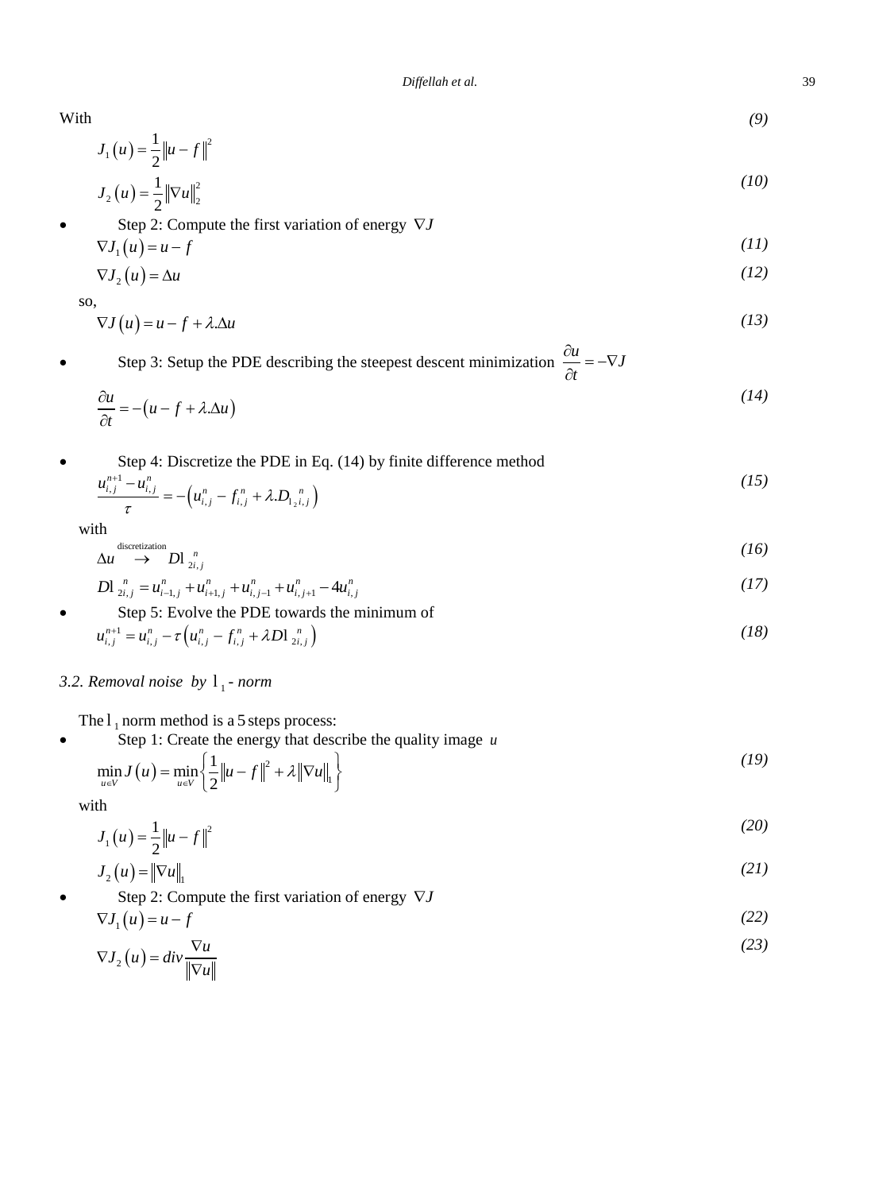With *(9)*

$$J_1(u) = \frac{1}{2}\|u - f\|^2$$

$$J_2(u) = \frac{1}{2}\|\nabla u\|_2^2 \quad (10)$$

- Step 2: Compute the first variation of energy $\nabla J$

$$\nabla J_1(u) = u - f \quad (11)$$

$$\nabla J_2(u) = \Delta u \quad (12)$$

so,

$$\nabla J(u) = u - f + \lambda.\Delta u \quad (13)$$

- Step 3: Setup the PDE describing the steepest descent minimization $\frac{\partial u}{\partial t} = -\nabla J$

$$\frac{\partial u}{\partial t} = -(u - f + \lambda.\Delta u) \quad (14)$$

- Step 4: Discretize the PDE in Eq. (14) by finite difference method

$$\frac{u_{i,j}^{n+1} - u_{i,j}^{n}}{\tau} = -\left(u_{i,j}^{n} - f_{i,j}^{n} + \lambda.D_{l_2 i,j}^{\;n}\right) \quad (15)$$

with

$$\Delta u \overset{\text{discretization}}{\rightarrow} Dl_{2i,j}^{\;n} \quad (16)$$

$$Dl_{2i,j}^{\;n} = u_{i-1,j}^{n} + u_{i+1,j}^{n} + u_{i,j-1}^{n} + u_{i,j+1}^{n} - 4u_{i,j}^{n} \quad (17)$$

- Step 5: Evolve the PDE towards the minimum of

$$u_{i,j}^{n+1} = u_{i,j}^{n} - \tau\left(u_{i,j}^{n} - f_{i,j}^{n} + \lambda Dl_{2i,j}^{\;n}\right) \quad (18)$$

### *3.2. Removal noise by $l_1$ - norm*

The $l_1$ norm method is a 5 steps process:

- Step 1: Create the energy that describe the quality image $u$

$$\min_{u \in V} J(u) = \min_{u \in V}\left\{\frac{1}{2}\|u - f\|^2 + \lambda\|\nabla u\|_1\right\} \quad (19)$$

with

$$J_1(u) = \frac{1}{2}\|u - f\|^2 \quad (20)$$

$$J_2(u) = \|\nabla u\|_1 \quad (21)$$

- Step 2: Compute the first variation of energy $\nabla J$

$$\nabla J_1(u) = u - f \quad (22)$$

$$\nabla J_2(u) = div\frac{\nabla u}{\|\nabla u\|} \quad (23)$$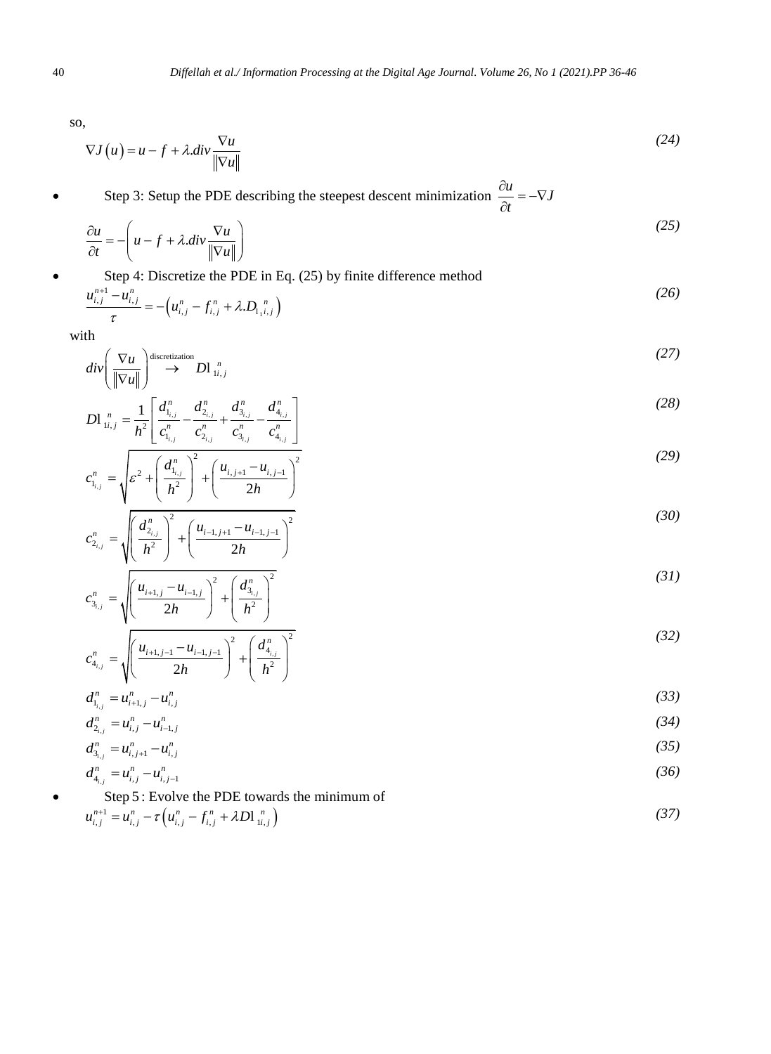so,

$$\nabla J\left(u\right)=u-f+\lambda .div\frac{\nabla u}{\left\|\nabla u\right\|} \tag{24}$$

- Step 3: Setup the PDE describing the steepest descent minimization $\frac{\partial u}{\partial t}=-\nabla J$

$$\frac{\partial u}{\partial t}=-\left(u-f+\lambda .div\frac{\nabla u}{\left\|\nabla u\right\|}\right) \tag{25}$$

- Step 4: Discretize the PDE in Eq. (25) by finite difference method

$$\frac{u_{i,j}^{n+1}-u_{i,j}^{n}}{\tau}=-\left(u_{i,j}^{n}-f_{i,j}^{n}+\lambda .D_{1_1 i,j}^{\ n}\right) \tag{26}$$

with

$$div\left(\frac{\nabla u}{\left\|\nabla u\right\|}\right)\overset{\text{discretization}}{\rightarrow}D1_{1i,j}^{\ n} \tag{27}$$

$$D1_{1i,j}^{\ n}=\frac{1}{h^{2}}\left[\frac{d_{1_{i,j}}^{n}}{c_{1_{i,j}}^{n}}-\frac{d_{2_{i,j}}^{n}}{c_{2_{i,j}}^{n}}+\frac{d_{3_{i,j}}^{n}}{c_{3_{i,j}}^{n}}-\frac{d_{4_{i,j}}^{n}}{c_{4_{i,j}}^{n}}\right] \tag{28}$$

$$c_{1_{i,j}}^{n}=\sqrt{\varepsilon^{2}+\left(\frac{d_{1_{i,j}}^{n}}{h^{2}}\right)^{2}+\left(\frac{u_{i,j+1}-u_{i,j-1}}{2h}\right)^{2}} \tag{29}$$

$$c_{2_{i,j}}^{n}=\sqrt{\left(\frac{d_{2_{i,j}}^{n}}{h^{2}}\right)^{2}+\left(\frac{u_{i-1,j+1}-u_{i-1,j-1}}{2h}\right)^{2}} \tag{30}$$

$$c_{3_{i,j}}^{n}=\sqrt{\left(\frac{u_{i+1,j}-u_{i-1,j}}{2h}\right)^{2}+\left(\frac{d_{3_{i,j}}^{n}}{h^{2}}\right)^{2}} \tag{31}$$

$$c_{4_{i,j}}^{n}=\sqrt{\left(\frac{u_{i+1,j-1}-u_{i-1,j-1}}{2h}\right)^{2}+\left(\frac{d_{4_{i,j}}^{n}}{h^{2}}\right)^{2}} \tag{32}$$

$$d_{1_{i,j}}^{n}=u_{i+1,j}^{n}-u_{i,j}^{n} \tag{33}$$

$$d_{2_{i,j}}^{n}=u_{i,j}^{n}-u_{i-1,j}^{n} \tag{34}$$

$$d_{3_{i,j}}^{n}=u_{i,j+1}^{n}-u_{i,j}^{n} \tag{35}$$

$$d_{4_{i,j}}^{n}=u_{i,j}^{n}-u_{i,j-1}^{n} \tag{36}$$

- Step 5: Evolve the PDE towards the minimum of

$$u_{i,j}^{n+1}=u_{i,j}^{n}-\tau\left(u_{i,j}^{n}-f_{i,j}^{n}+\lambda D1_{1i,j}^{\ n}\right) \tag{37}$$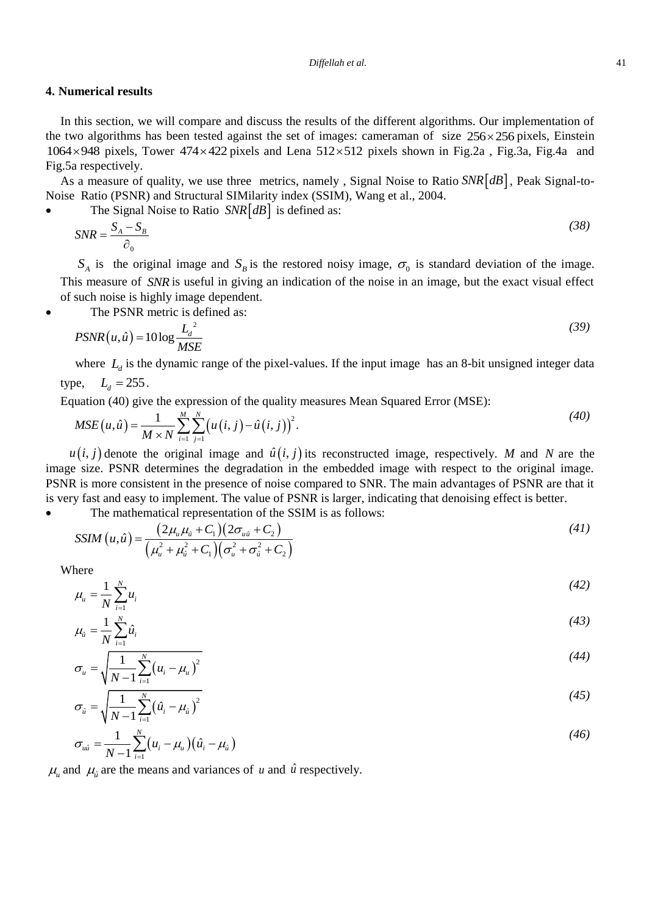## 4. Numerical results

In this section, we will compare and discuss the results of the different algorithms. Our implementation of the two algorithms has been tested against the set of images: cameraman of size $256\times256$ pixels, Einstein $1064\times948$ pixels, Tower $474\times422$ pixels and Lena $512\times512$ pixels shown in Fig.2a , Fig.3a, Fig.4a and Fig.5a respectively.

As a measure of quality, we use three metrics, namely , Signal Noise to Ratio $SNR[dB]$, Peak Signal-to-Noise Ratio (PSNR) and Structural SIMilarity index (SSIM), Wang et al., 2004.

- The Signal Noise to Ratio $SNR[dB]$ is defined as:

$$SNR = \frac{S_A - S_B}{\partial_0} \tag{38}$$

$S_A$ is the original image and $S_B$ is the restored noisy image, $\sigma_0$ is standard deviation of the image. This measure of $SNR$ is useful in giving an indication of the noise in an image, but the exact visual effect of such noise is highly image dependent.

- The PSNR metric is defined as:

$$PSNR(u,\hat{u}) = 10\log\frac{L_d^{\ 2}}{MSE} \tag{39}$$

where $L_d$ is the dynamic range of the pixel-values. If the input image has an 8-bit unsigned integer data type, $L_d = 255$.

Equation (40) give the expression of the quality measures Mean Squared Error (MSE):

$$MSE(u,\hat{u}) = \frac{1}{M\times N}\sum_{i=1}^{M}\sum_{j=1}^{N}\left(u(i,j)-\hat{u}(i,j)\right)^2. \tag{40}$$

$u(i,j)$ denote the original image and $\hat{u}(i,j)$ its reconstructed image, respectively. $M$ and $N$ are the image size. PSNR determines the degradation in the embedded image with respect to the original image. PSNR is more consistent in the presence of noise compared to SNR. The main advantages of PSNR are that it is very fast and easy to implement. The value of PSNR is larger, indicating that denoising effect is better.

- The mathematical representation of the SSIM is as follows:

$$SSIM(u,\hat{u}) = \frac{\left(2\mu_u\mu_{\hat{u}} + C_1\right)\left(2\sigma_{u\hat{u}} + C_2\right)}{\left(\mu_u^2 + \mu_{\hat{u}}^2 + C_1\right)\left(\sigma_u^2 + \sigma_{\hat{u}}^2 + C_2\right)} \tag{41}$$

Where

$$\mu_u = \frac{1}{N}\sum_{i=1}^{N}u_i \tag{42}$$

$$\mu_{\hat{u}} = \frac{1}{N}\sum_{i=1}^{N}\hat{u}_i \tag{43}$$

$$\sigma_u = \sqrt{\frac{1}{N-1}\sum_{i=1}^{N}\left(u_i - \mu_u\right)^2} \tag{44}$$

$$\sigma_{\hat{u}} = \sqrt{\frac{1}{N-1}\sum_{i=1}^{N}\left(\hat{u}_i - \mu_{\hat{u}}\right)^2} \tag{45}$$

$$\sigma_{u\hat{u}} = \frac{1}{N-1}\sum_{i=1}^{N}\left(u_i - \mu_u\right)\left(\hat{u}_i - \mu_{\hat{u}}\right) \tag{46}$$

$\mu_u$ and $\mu_{\hat{u}}$ are the means and variances of $u$ and $\hat{u}$ respectively.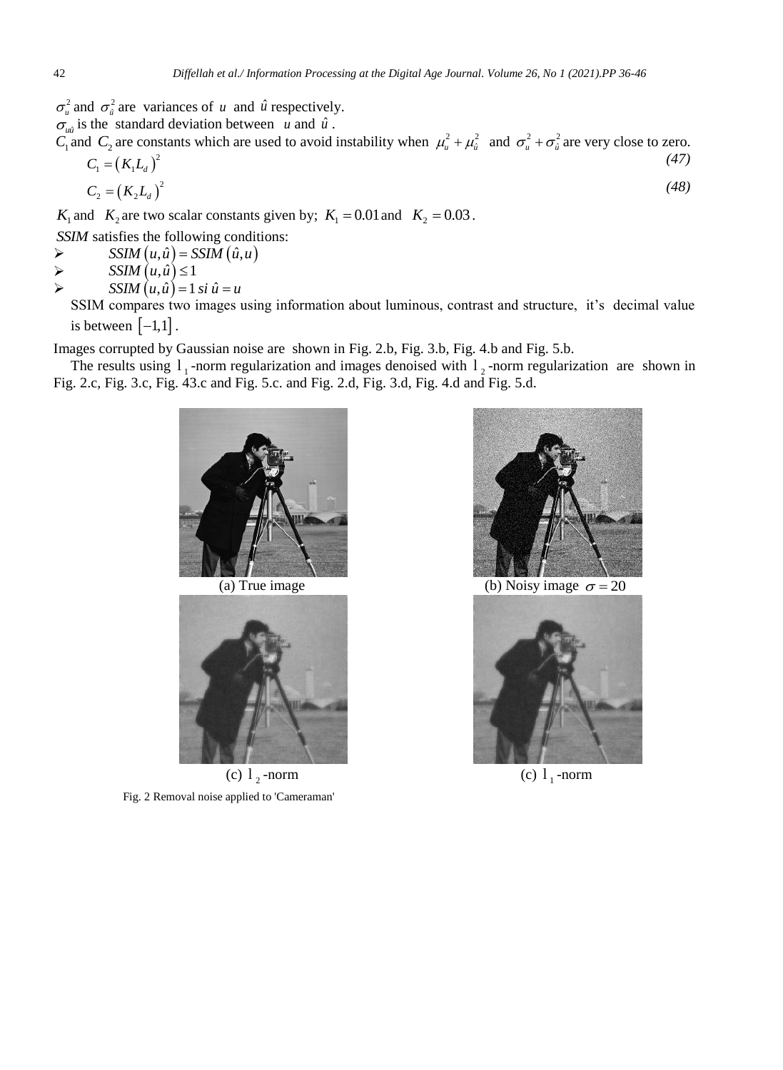$\sigma_u^2$ and $\sigma_{\hat{u}}^2$ are variances of $u$ and $\hat{u}$ respectively.

$\sigma_{u\hat{u}}$ is the standard deviation between $u$ and $\hat{u}$.

$C_1$ and $C_2$ are constants which are used to avoid instability when $\mu_u^2 + \mu_{\hat{u}}^2$ and $\sigma_u^2 + \sigma_{\hat{u}}^2$ are very close to zero.

$$C_1 = (K_1 L_d)^2 \tag{47}$$

$$C_2 = (K_2 L_d)^2 \tag{48}$$

$K_1$ and $K_2$ are two scalar constants given by; $K_1 = 0.01$ and $K_2 = 0.03$.

*SSIM* satisfies the following conditions:

- $SSIM(u,\hat{u}) = SSIM(\hat{u},u)$
- $SSIM(u,\hat{u}) \leq 1$
- $SSIM(u,\hat{u}) = 1 \; si \; \hat{u} = u$

SSIM compares two images using information about luminous, contrast and structure, it's decimal value is between $[-1,1]$.

Images corrupted by Gaussian noise are shown in Fig. 2.b, Fig. 3.b, Fig. 4.b and Fig. 5.b.

The results using $l_1$-norm regularization and images denoised with $l_2$-norm regularization are shown in Fig. 2.c, Fig. 3.c, Fig. 43.c and Fig. 5.c. and Fig. 2.d, Fig. 3.d, Fig. 4.d and Fig. 5.d.

(a) True image

(b) Noisy image $\sigma = 20$

(c) $l_2$-norm

(c) $l_1$-norm

Fig. 2 Removal noise applied to 'Cameraman'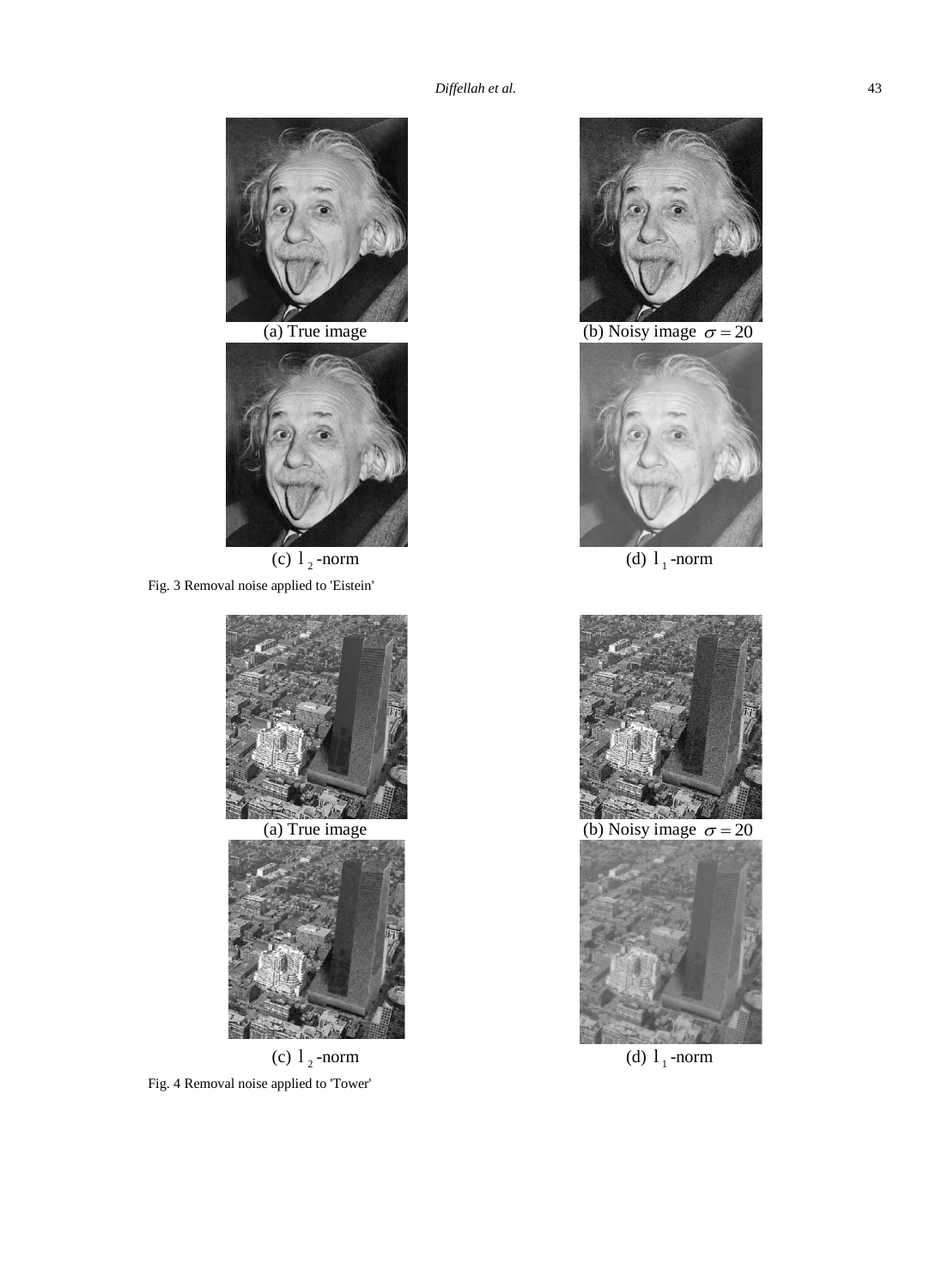(a) True image

(b) Noisy image $\sigma = 20$

(c) $l_2$-norm

(d) $l_1$-norm

Fig. 3 Removal noise applied to 'Eistein'

(a) True image

(b) Noisy image $\sigma = 20$

(c) $l_2$-norm

(d) $l_1$-norm

Fig. 4 Removal noise applied to 'Tower'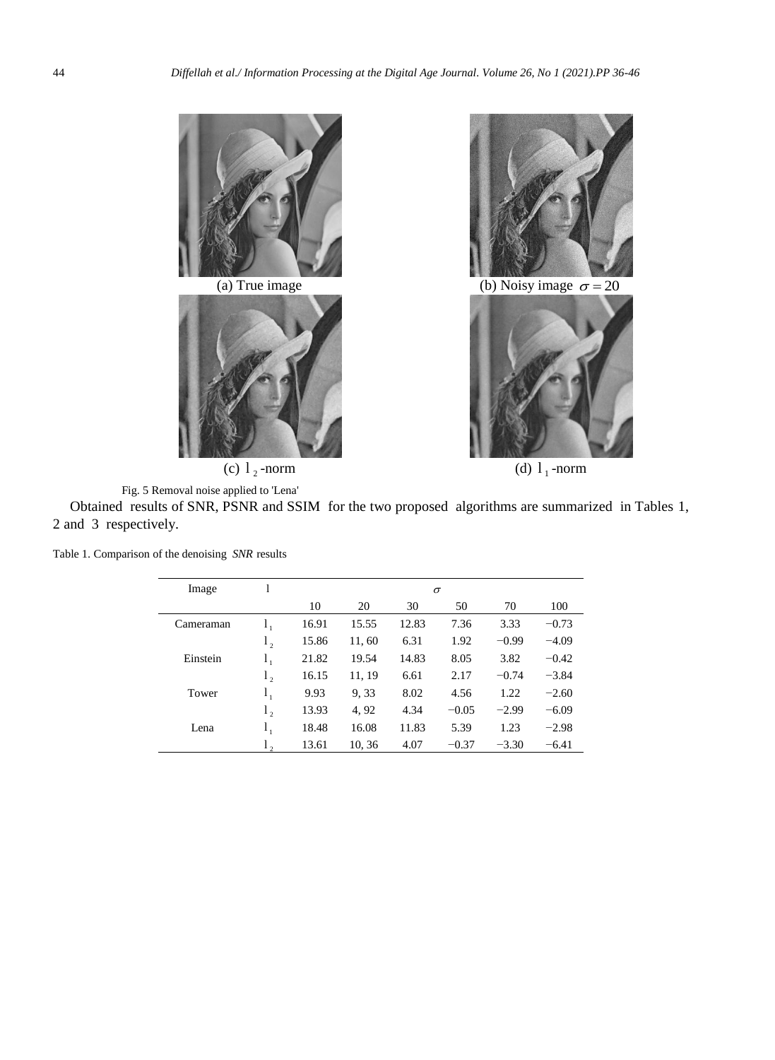(a) True image

(b) Noisy image $\sigma = 20$

(c) $l_2$-norm

(d) $l_1$-norm

Fig. 5 Removal noise applied to 'Lena'

Obtained results of SNR, PSNR and SSIM for the two proposed algorithms are summarized in Tables 1, 2 and 3 respectively.

Table 1. Comparison of the denoising *SNR* results

| Image | l | $\sigma$ | | | | | |
|---|---|---|---|---|---|---|---|
| | | 10 | 20 | 30 | 50 | 70 | 100 |
| Cameraman | $l_1$ | 16.91 | 15.55 | 12.83 | 7.36 | 3.33 | −0.73 |
| | $l_2$ | 15.86 | 11, 60 | 6.31 | 1.92 | −0.99 | −4.09 |
| Einstein | $l_1$ | 21.82 | 19.54 | 14.83 | 8.05 | 3.82 | −0.42 |
| | $l_2$ | 16.15 | 11, 19 | 6.61 | 2.17 | −0.74 | −3.84 |
| Tower | $l_1$ | 9.93 | 9, 33 | 8.02 | 4.56 | 1.22 | −2.60 |
| | $l_2$ | 13.93 | 4, 92 | 4.34 | −0.05 | −2.99 | −6.09 |
| Lena | $l_1$ | 18.48 | 16.08 | 11.83 | 5.39 | 1.23 | −2.98 |
| | $l_2$ | 13.61 | 10, 36 | 4.07 | −0.37 | −3.30 | −6.41 |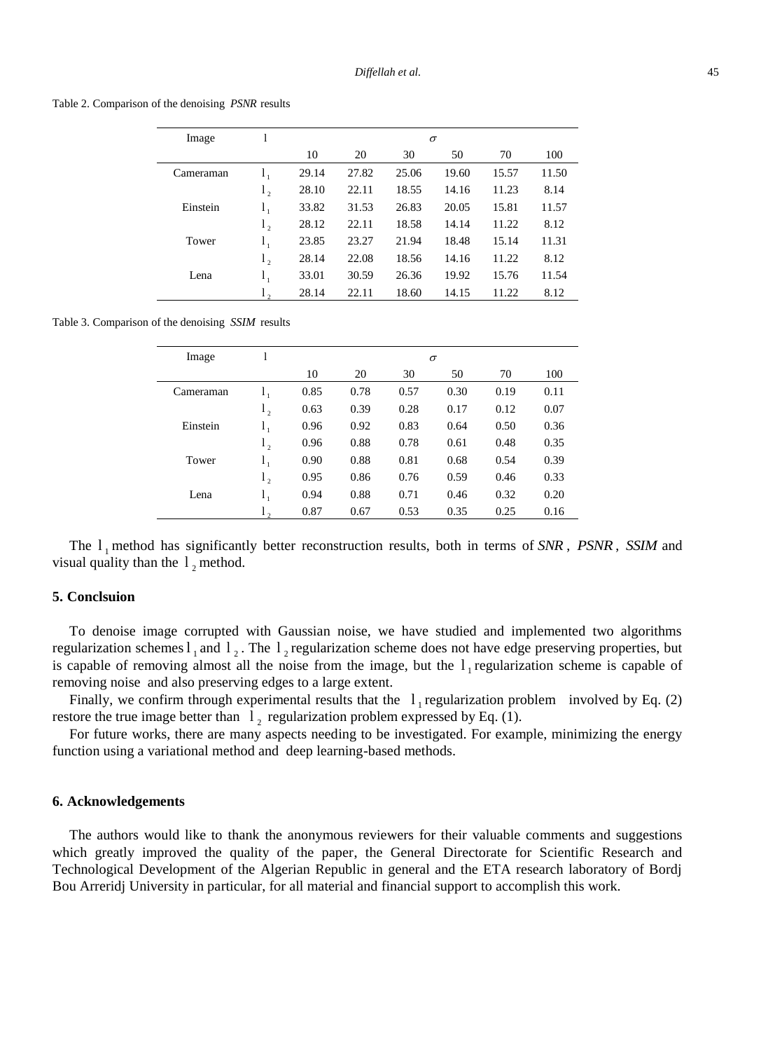Table 2. Comparison of the denoising *PSNR* results

| Image | l | $\sigma$ | | | | | |
|---|---|---|---|---|---|---|---|
| | | 10 | 20 | 30 | 50 | 70 | 100 |
| Cameraman | $l_1$ | 29.14 | 27.82 | 25.06 | 19.60 | 15.57 | 11.50 |
| | $l_2$ | 28.10 | 22.11 | 18.55 | 14.16 | 11.23 | 8.14 |
| Einstein | $l_1$ | 33.82 | 31.53 | 26.83 | 20.05 | 15.81 | 11.57 |
| | $l_2$ | 28.12 | 22.11 | 18.58 | 14.14 | 11.22 | 8.12 |
| Tower | $l_1$ | 23.85 | 23.27 | 21.94 | 18.48 | 15.14 | 11.31 |
| | $l_2$ | 28.14 | 22.08 | 18.56 | 14.16 | 11.22 | 8.12 |
| Lena | $l_1$ | 33.01 | 30.59 | 26.36 | 19.92 | 15.76 | 11.54 |
| | $l_2$ | 28.14 | 22.11 | 18.60 | 14.15 | 11.22 | 8.12 |

Table 3. Comparison of the denoising *SSIM* results

| Image | l | $\sigma$ | | | | | |
|---|---|---|---|---|---|---|---|
| | | 10 | 20 | 30 | 50 | 70 | 100 |
| Cameraman | $l_1$ | 0.85 | 0.78 | 0.57 | 0.30 | 0.19 | 0.11 |
| | $l_2$ | 0.63 | 0.39 | 0.28 | 0.17 | 0.12 | 0.07 |
| Einstein | $l_1$ | 0.96 | 0.92 | 0.83 | 0.64 | 0.50 | 0.36 |
| | $l_2$ | 0.96 | 0.88 | 0.78 | 0.61 | 0.48 | 0.35 |
| Tower | $l_1$ | 0.90 | 0.88 | 0.81 | 0.68 | 0.54 | 0.39 |
| | $l_2$ | 0.95 | 0.86 | 0.76 | 0.59 | 0.46 | 0.33 |
| Lena | $l_1$ | 0.94 | 0.88 | 0.71 | 0.46 | 0.32 | 0.20 |
| | $l_2$ | 0.87 | 0.67 | 0.53 | 0.35 | 0.25 | 0.16 |

The $l_1$ method has significantly better reconstruction results, both in terms of *SNR*, *PSNR*, *SSIM* and visual quality than the $l_2$ method.

## 5. Conclsuion

To denoise image corrupted with Gaussian noise, we have studied and implemented two algorithms regularization schemes $l_1$ and $l_2$. The $l_2$ regularization scheme does not have edge preserving properties, but is capable of removing almost all the noise from the image, but the $l_1$ regularization scheme is capable of removing noise and also preserving edges to a large extent.

Finally, we confirm through experimental results that the $l_1$ regularization problem involved by Eq. (2) restore the true image better than $l_2$ regularization problem expressed by Eq. (1).

For future works, there are many aspects needing to be investigated. For example, minimizing the energy function using a variational method and deep learning-based methods.

## 6. Acknowledgements

The authors would like to thank the anonymous reviewers for their valuable comments and suggestions which greatly improved the quality of the paper, the General Directorate for Scientific Research and Technological Development of the Algerian Republic in general and the ETA research laboratory of Bordj Bou Arreridj University in particular, for all material and financial support to accomplish this work.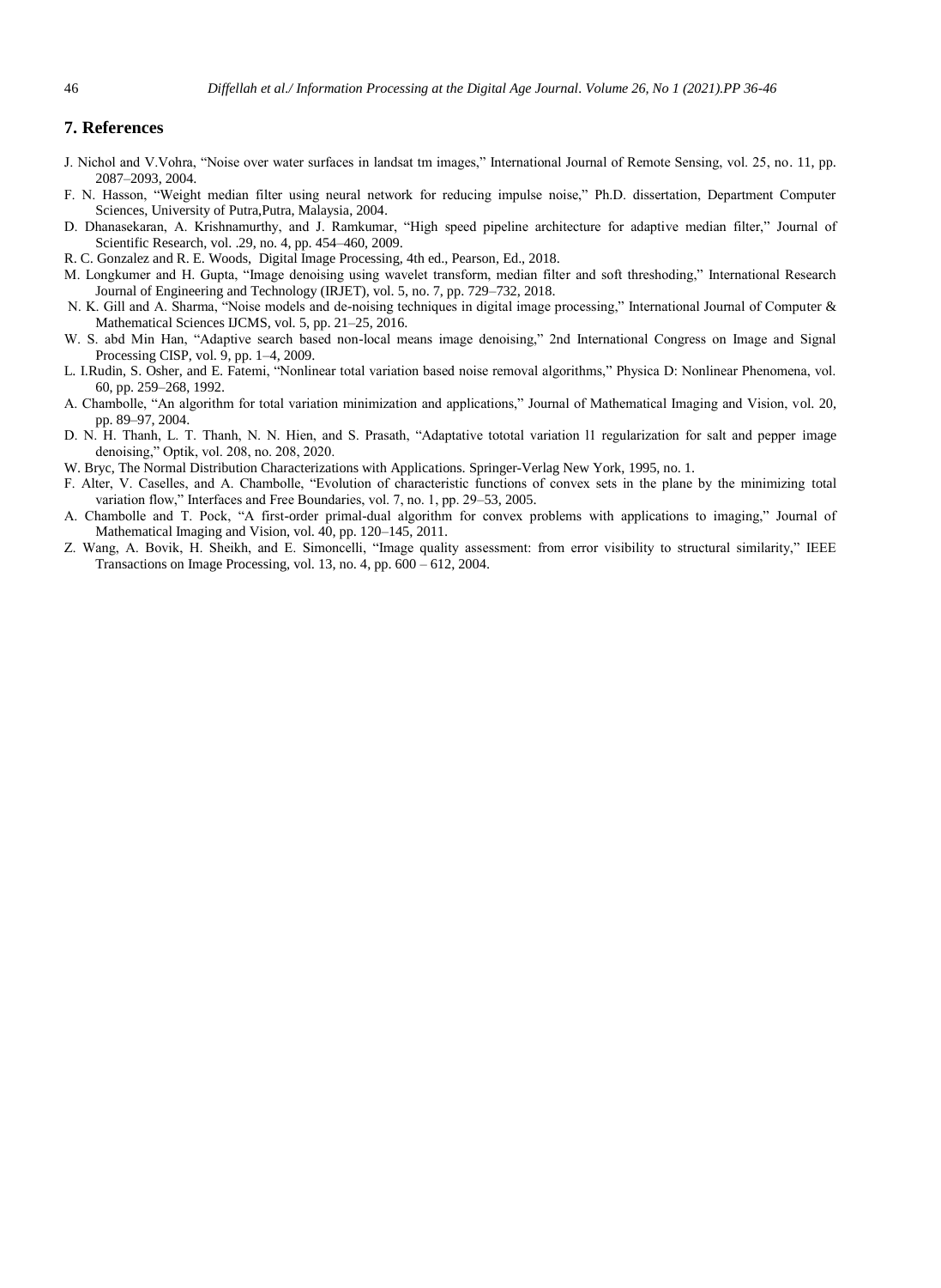## 7. References

J. Nichol and V.Vohra, "Noise over water surfaces in landsat tm images," International Journal of Remote Sensing, vol. 25, no. 11, pp. 2087–2093, 2004.

F. N. Hasson, "Weight median filter using neural network for reducing impulse noise," Ph.D. dissertation, Department Computer Sciences, University of Putra,Putra, Malaysia, 2004.

D. Dhanasekaran, A. Krishnamurthy, and J. Ramkumar, "High speed pipeline architecture for adaptive median filter," Journal of Scientific Research, vol. .29, no. 4, pp. 454–460, 2009.

R. C. Gonzalez and R. E. Woods, Digital Image Processing, 4th ed., Pearson, Ed., 2018.

M. Longkumer and H. Gupta, "Image denoising using wavelet transform, median filter and soft threshoding," International Research Journal of Engineering and Technology (IRJET), vol. 5, no. 7, pp. 729–732, 2018.

N. K. Gill and A. Sharma, "Noise models and de-noising techniques in digital image processing," International Journal of Computer & Mathematical Sciences IJCMS, vol. 5, pp. 21–25, 2016.

W. S. abd Min Han, "Adaptive search based non-local means image denoising," 2nd International Congress on Image and Signal Processing CISP, vol. 9, pp. 1–4, 2009.

L. I.Rudin, S. Osher, and E. Fatemi, "Nonlinear total variation based noise removal algorithms," Physica D: Nonlinear Phenomena, vol. 60, pp. 259–268, 1992.

A. Chambolle, "An algorithm for total variation minimization and applications," Journal of Mathematical Imaging and Vision, vol. 20, pp. 89–97, 2004.

D. N. H. Thanh, L. T. Thanh, N. N. Hien, and S. Prasath, "Adaptative tototal variation l1 regularization for salt and pepper image denoising," Optik, vol. 208, no. 208, 2020.

W. Bryc, The Normal Distribution Characterizations with Applications. Springer-Verlag New York, 1995, no. 1.

F. Alter, V. Caselles, and A. Chambolle, "Evolution of characteristic functions of convex sets in the plane by the minimizing total variation flow," Interfaces and Free Boundaries, vol. 7, no. 1, pp. 29–53, 2005.

A. Chambolle and T. Pock, "A first-order primal-dual algorithm for convex problems with applications to imaging," Journal of Mathematical Imaging and Vision, vol. 40, pp. 120–145, 2011.

Z. Wang, A. Bovik, H. Sheikh, and E. Simoncelli, "Image quality assessment: from error visibility to structural similarity," IEEE Transactions on Image Processing, vol. 13, no. 4, pp. 600 – 612, 2004.